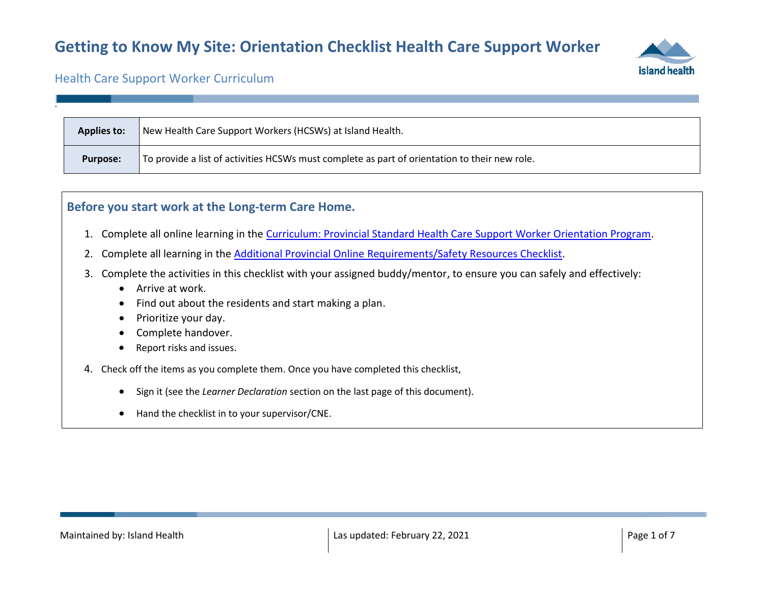# Getting to Know My Site: Orientation Checklist Health Care Support Worker

## Health Care Support Worker Curriculum

| **Applies to:** | New Health Care Support Workers (HCSWs) at Island Health. |
|---|---|
| **Purpose:** | To provide a list of activities HCSWs must complete as part of orientation to their new role. |

### Before you start work at the Long-term Care Home.

1. Complete all online learning in the [Curriculum: Provincial Standard Health Care Support Worker Orientation Program]().
2. Complete all learning in the [Additional Provincial Online Requirements/Safety Resources Checklist]().
3. Complete the activities in this checklist with your assigned buddy/mentor, to ensure you can safely and effectively:
   - Arrive at work.
   - Find out about the residents and start making a plan.
   - Prioritize your day.
   - Complete handover.
   - Report risks and issues.
4. Check off the items as you complete them. Once you have completed this checklist,
   - Sign it (see the *Learner Declaration* section on the last page of this document).
   - Hand the checklist in to your supervisor/CNE.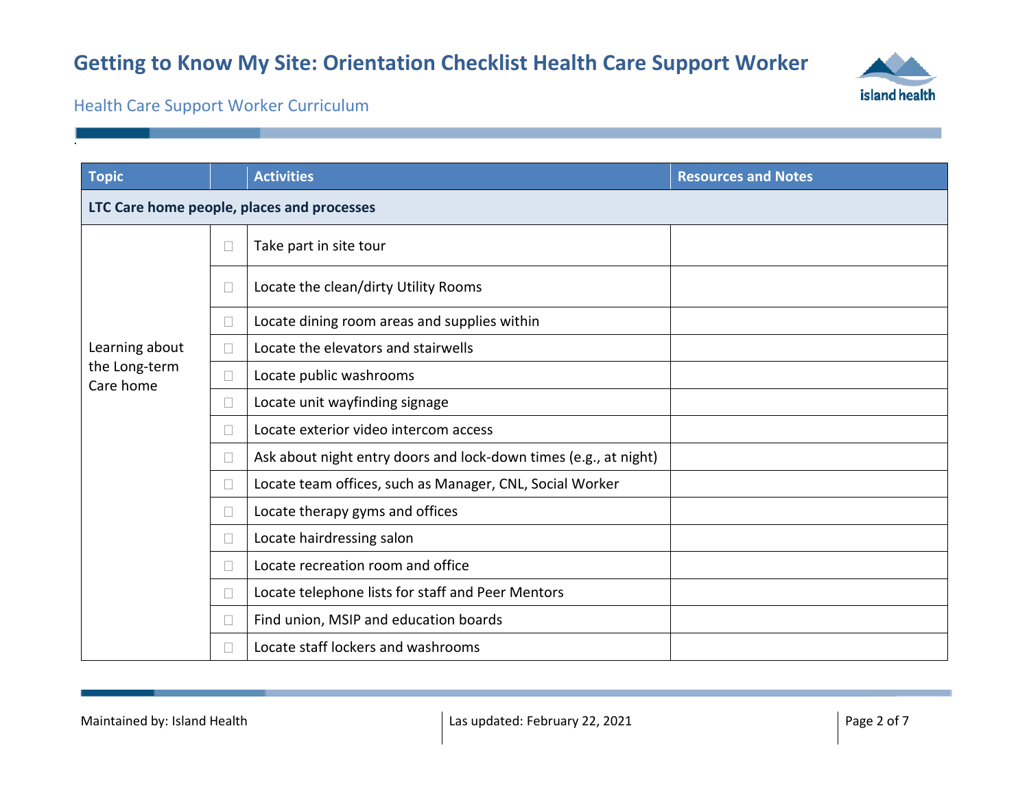# Getting to Know My Site: Orientation Checklist Health Care Support Worker

Health Care Support Worker Curriculum

| Topic | | Activities | Resources and Notes |
|---|---|---|---|
| **LTC Care home people, places and processes** | | | |
| Learning about the Long-term Care home | ☐ | Take part in site tour | |
| | ☐ | Locate the clean/dirty Utility Rooms | |
| | ☐ | Locate dining room areas and supplies within | |
| | ☐ | Locate the elevators and stairwells | |
| | ☐ | Locate public washrooms | |
| | ☐ | Locate unit wayfinding signage | |
| | ☐ | Locate exterior video intercom access | |
| | ☐ | Ask about night entry doors and lock-down times (e.g., at night) | |
| | ☐ | Locate team offices, such as Manager, CNL, Social Worker | |
| | ☐ | Locate therapy gyms and offices | |
| | ☐ | Locate hairdressing salon | |
| | ☐ | Locate recreation room and office | |
| | ☐ | Locate telephone lists for staff and Peer Mentors | |
| | ☐ | Find union, MSIP and education boards | |
| | ☐ | Locate staff lockers and washrooms | |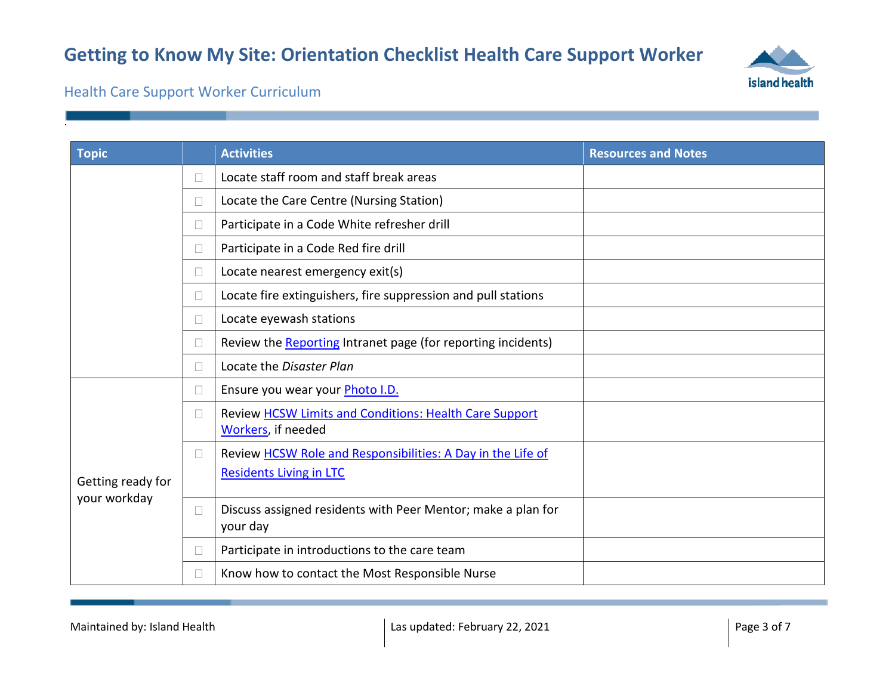# Getting to Know My Site: Orientation Checklist Health Care Support Worker

Health Care Support Worker Curriculum

| Topic | | Activities | Resources and Notes |
|---|---|---|---|
| | ☐ | Locate staff room and staff break areas | |
| | ☐ | Locate the Care Centre (Nursing Station) | |
| | ☐ | Participate in a Code White refresher drill | |
| | ☐ | Participate in a Code Red fire drill | |
| | ☐ | Locate nearest emergency exit(s) | |
| | ☐ | Locate fire extinguishers, fire suppression and pull stations | |
| | ☐ | Locate eyewash stations | |
| | ☐ | Review the Reporting Intranet page (for reporting incidents) | |
| | ☐ | Locate the *Disaster Plan* | |
| Getting ready for your workday | ☐ | Ensure you wear your Photo I.D. | |
| | ☐ | Review HCSW Limits and Conditions: Health Care Support Workers, if needed | |
| | ☐ | Review HCSW Role and Responsibilities: A Day in the Life of Residents Living in LTC | |
| | ☐ | Discuss assigned residents with Peer Mentor; make a plan for your day | |
| | ☐ | Participate in introductions to the care team | |
| | ☐ | Know how to contact the Most Responsible Nurse | |

Maintained by: Island Health | Las updated: February 22, 2021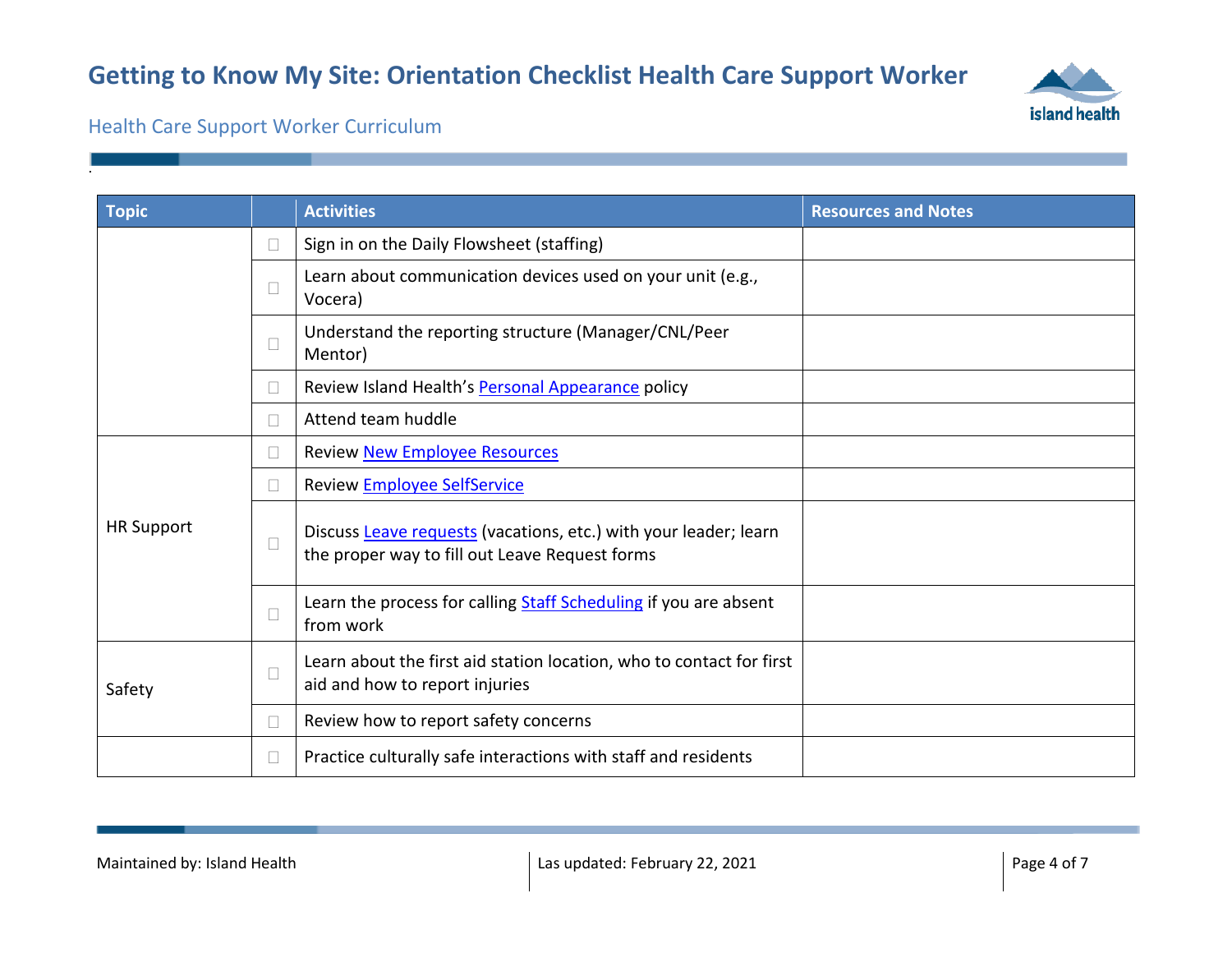| Topic | | Activities | Resources and Notes |
|---|---|---|---|
| | ☐ | Sign in on the Daily Flowsheet (staffing) | |
| | ☐ | Learn about communication devices used on your unit (e.g., Vocera) | |
| | ☐ | Understand the reporting structure (Manager/CNL/Peer Mentor) | |
| | ☐ | Review Island Health's Personal Appearance policy | |
| | ☐ | Attend team huddle | |
| HR Support | ☐ | Review New Employee Resources | |
| | ☐ | Review Employee SelfService | |
| | ☐ | Discuss Leave requests (vacations, etc.) with your leader; learn the proper way to fill out Leave Request forms | |
| | ☐ | Learn the process for calling Staff Scheduling if you are absent from work | |
| Safety | ☐ | Learn about the first aid station location, who to contact for first aid and how to report injuries | |
| | ☐ | Review how to report safety concerns | |
| | ☐ | Practice culturally safe interactions with staff and residents | |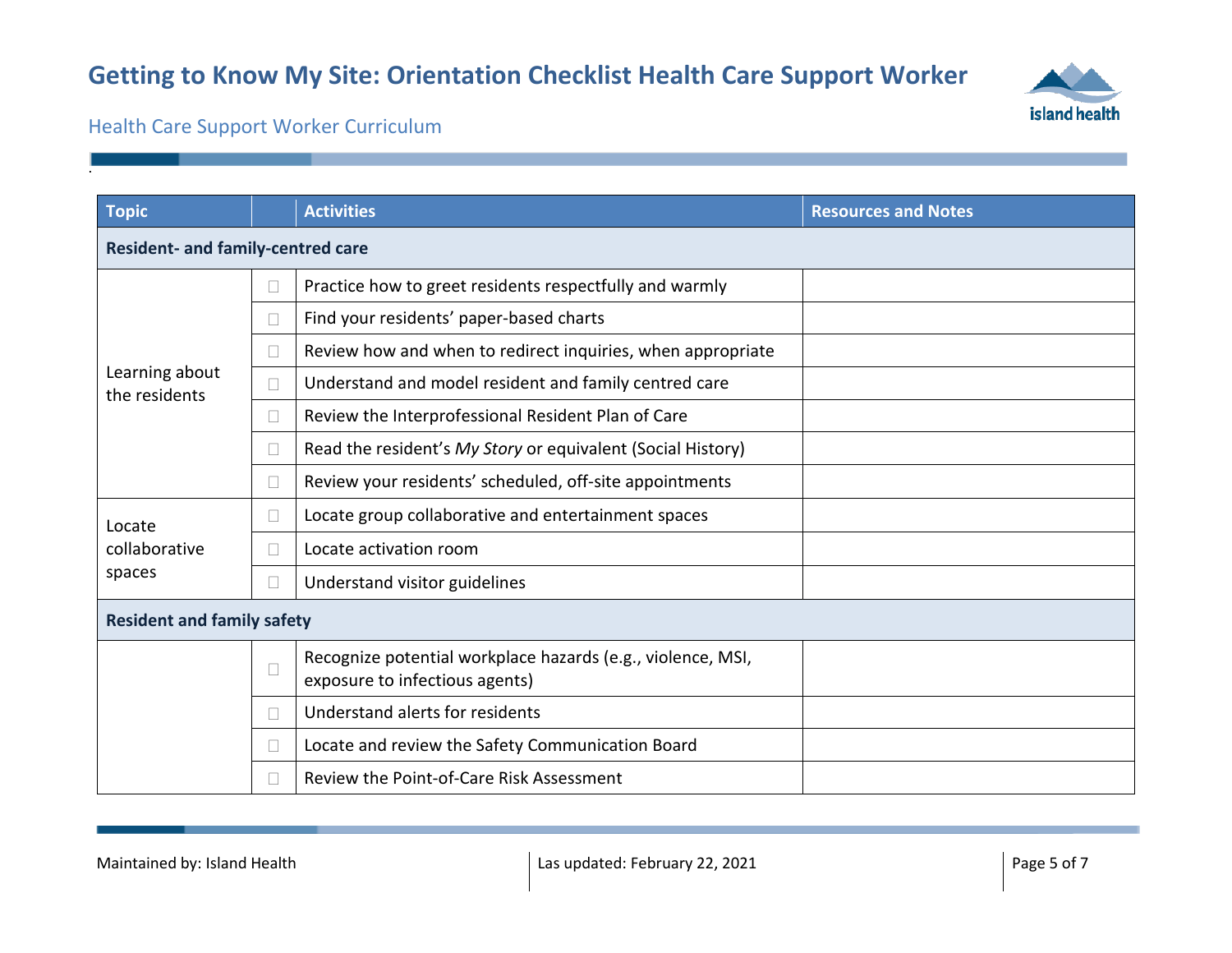# Getting to Know My Site: Orientation Checklist Health Care Support Worker

Health Care Support Worker Curriculum

| Topic | | Activities | Resources and Notes |
|---|---|---|---|
| **Resident- and family-centred care** | | | |
| Learning about the residents | ☐ | Practice how to greet residents respectfully and warmly | |
| | ☐ | Find your residents' paper-based charts | |
| | ☐ | Review how and when to redirect inquiries, when appropriate | |
| | ☐ | Understand and model resident and family centred care | |
| | ☐ | Review the Interprofessional Resident Plan of Care | |
| | ☐ | Read the resident's *My Story* or equivalent (Social History) | |
| | ☐ | Review your residents' scheduled, off-site appointments | |
| Locate collaborative spaces | ☐ | Locate group collaborative and entertainment spaces | |
| | ☐ | Locate activation room | |
| | ☐ | Understand visitor guidelines | |
| **Resident and family safety** | | | |
| | ☐ | Recognize potential workplace hazards (e.g., violence, MSI, exposure to infectious agents) | |
| | ☐ | Understand alerts for residents | |
| | ☐ | Locate and review the Safety Communication Board | |
| | ☐ | Review the Point-of-Care Risk Assessment | |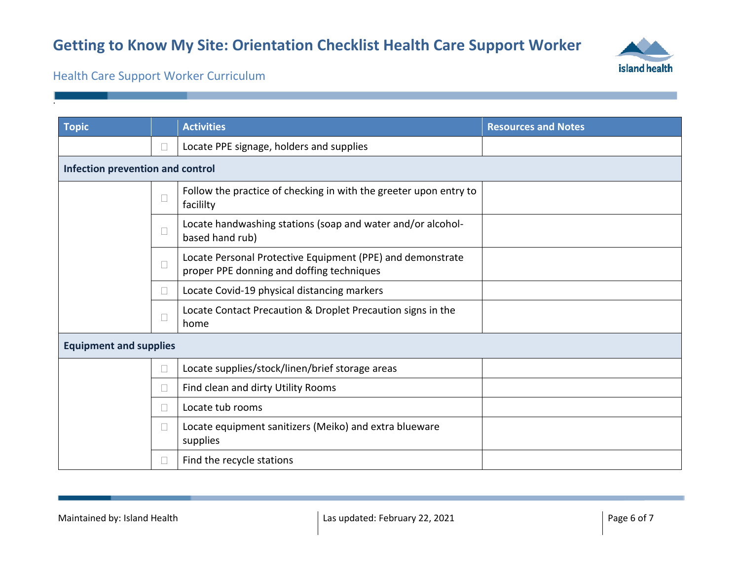# Getting to Know My Site: Orientation Checklist Health Care Support Worker

Health Care Support Worker Curriculum

| Topic | | Activities | Resources and Notes |
|---|---|---|---|
| | ☐ | Locate PPE signage, holders and supplies | |
| **Infection prevention and control** | | | |
| | ☐ | Follow the practice of checking in with the greeter upon entry to facililty | |
| | ☐ | Locate handwashing stations (soap and water and/or alcohol-based hand rub) | |
| | ☐ | Locate Personal Protective Equipment (PPE) and demonstrate proper PPE donning and doffing techniques | |
| | ☐ | Locate Covid-19 physical distancing markers | |
| | ☐ | Locate Contact Precaution & Droplet Precaution signs in the home | |
| **Equipment and supplies** | | | |
| | ☐ | Locate supplies/stock/linen/brief storage areas | |
| | ☐ | Find clean and dirty Utility Rooms | |
| | ☐ | Locate tub rooms | |
| | ☐ | Locate equipment sanitizers (Meiko) and extra blueware supplies | |
| | ☐ | Find the recycle stations | |

Maintained by: Island Health | Las updated: February 22, 2021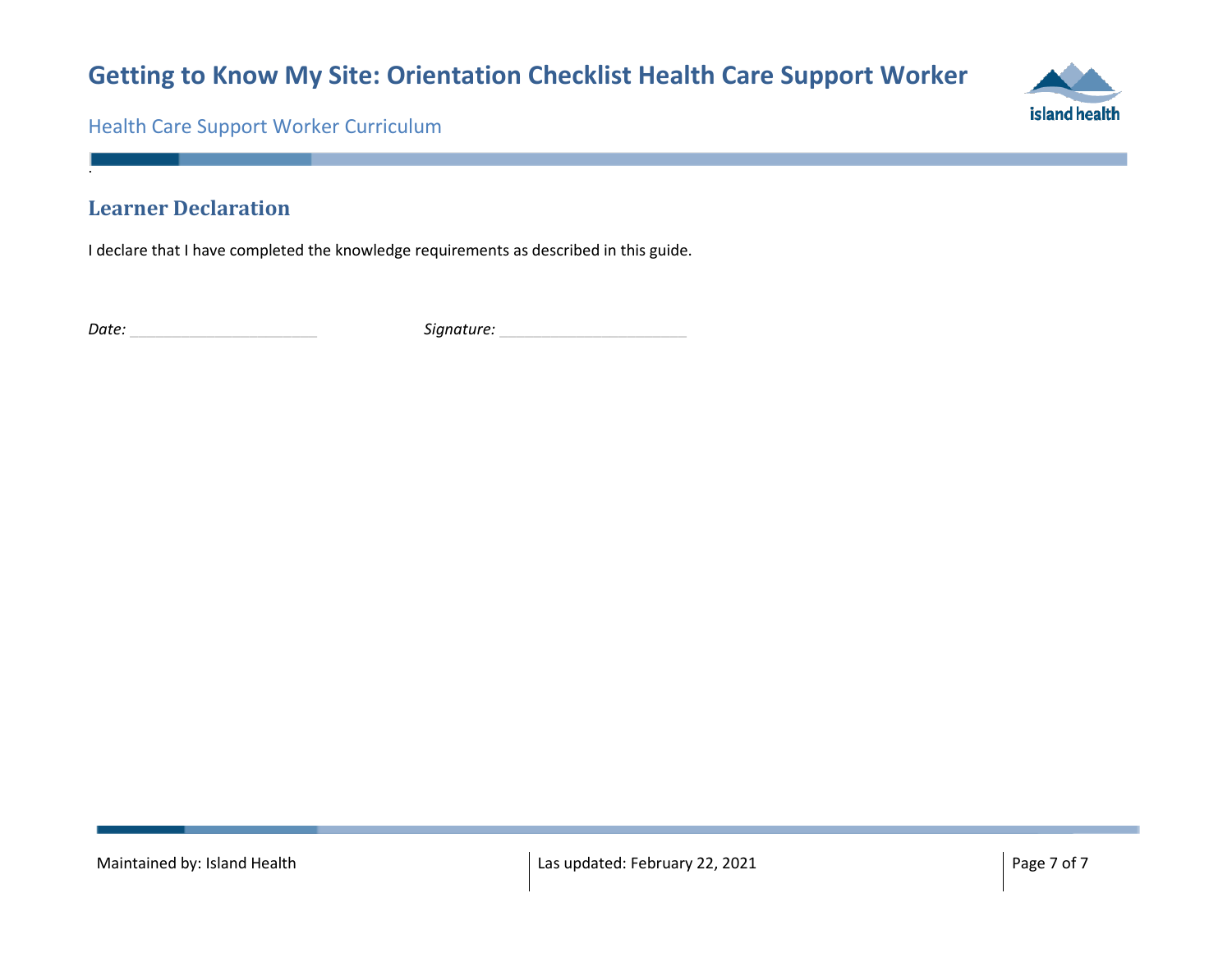## Learner Declaration

I declare that I have completed the knowledge requirements as described in this guide.

*Date:* ______________________ *Signature:* ______________________